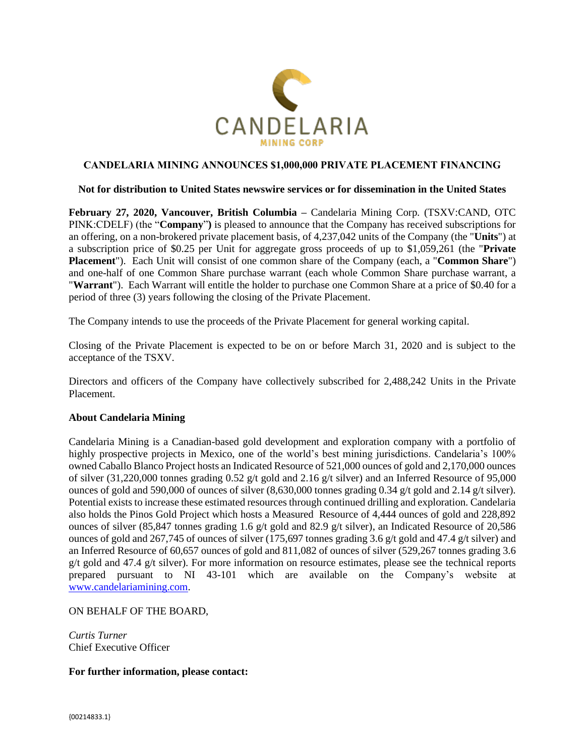# CANDELARIA MINING ANNOUNCES $1,000,000 PRIVATE PLACEMENT FINANCING

**Not for distribution to United States newswire services or for dissemination in the United States**

**February 27, 2020, Vancouver, British Columbia** – Candelaria Mining Corp. (TSXV:CAND, OTC PINK:CDELF) (the "**Company**") is pleased to announce that the Company has received subscriptions for an offering, on a non-brokered private placement basis, of 4,237,042 units of the Company (the "**Units**") at a subscription price of $0.25 per Unit for aggregate gross proceeds of up to $1,059,261 (the "**Private Placement**"). Each Unit will consist of one common share of the Company (each, a "**Common Share**") and one-half of one Common Share purchase warrant (each whole Common Share purchase warrant, a "**Warrant**"). Each Warrant will entitle the holder to purchase one Common Share at a price of $0.40 for a period of three (3) years following the closing of the Private Placement.

The Company intends to use the proceeds of the Private Placement for general working capital.

Closing of the Private Placement is expected to be on or before March 31, 2020 and is subject to the acceptance of the TSXV.

Directors and officers of the Company have collectively subscribed for 2,488,242 Units in the Private Placement.

**About Candelaria Mining**

Candelaria Mining is a Canadian-based gold development and exploration company with a portfolio of highly prospective projects in Mexico, one of the world's best mining jurisdictions. Candelaria's 100% owned Caballo Blanco Project hosts an Indicated Resource of 521,000 ounces of gold and 2,170,000 ounces of silver (31,220,000 tonnes grading 0.52 g/t gold and 2.16 g/t silver) and an Inferred Resource of 95,000 ounces of gold and 590,000 of ounces of silver (8,630,000 tonnes grading 0.34 g/t gold and 2.14 g/t silver). Potential exists to increase these estimated resources through continued drilling and exploration. Candelaria also holds the Pinos Gold Project which hosts a Measured Resource of 4,444 ounces of gold and 228,892 ounces of silver (85,847 tonnes grading 1.6 g/t gold and 82.9 g/t silver), an Indicated Resource of 20,586 ounces of gold and 267,745 of ounces of silver (175,697 tonnes grading 3.6 g/t gold and 47.4 g/t silver) and an Inferred Resource of 60,657 ounces of gold and 811,082 of ounces of silver (529,267 tonnes grading 3.6 g/t gold and 47.4 g/t silver). For more information on resource estimates, please see the technical reports prepared pursuant to NI 43-101 which are available on the Company's website at www.candelariamining.com.

ON BEHALF OF THE BOARD,

*Curtis Turner*
Chief Executive Officer

**For further information, please contact:**

{00214833.1}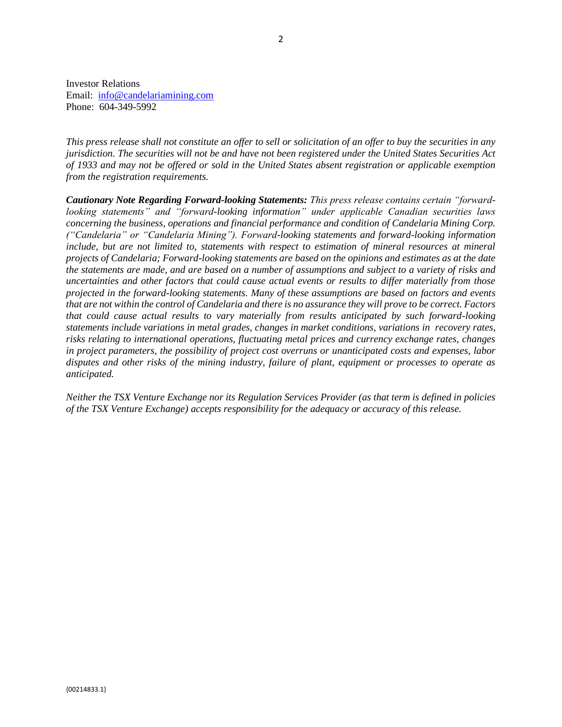Investor Relations
Email: info@candelariamining.com
Phone: 604-349-5992

*This press release shall not constitute an offer to sell or solicitation of an offer to buy the securities in any jurisdiction. The securities will not be and have not been registered under the United States Securities Act of 1933 and may not be offered or sold in the United States absent registration or applicable exemption from the registration requirements.*

***Cautionary Note Regarding Forward-looking Statements:*** *This press release contains certain "forward-looking statements" and "forward-looking information" under applicable Canadian securities laws concerning the business, operations and financial performance and condition of Candelaria Mining Corp. ("Candelaria" or "Candelaria Mining"). Forward-looking statements and forward-looking information include, but are not limited to, statements with respect to estimation of mineral resources at mineral projects of Candelaria; Forward-looking statements are based on the opinions and estimates as at the date the statements are made, and are based on a number of assumptions and subject to a variety of risks and uncertainties and other factors that could cause actual events or results to differ materially from those projected in the forward-looking statements. Many of these assumptions are based on factors and events that are not within the control of Candelaria and there is no assurance they will prove to be correct. Factors that could cause actual results to vary materially from results anticipated by such forward-looking statements include variations in metal grades, changes in market conditions, variations in recovery rates, risks relating to international operations, fluctuating metal prices and currency exchange rates, changes in project parameters, the possibility of project cost overruns or unanticipated costs and expenses, labor disputes and other risks of the mining industry, failure of plant, equipment or processes to operate as anticipated.*

*Neither the TSX Venture Exchange nor its Regulation Services Provider (as that term is defined in policies of the TSX Venture Exchange) accepts responsibility for the adequacy or accuracy of this release.*

{00214833.1}